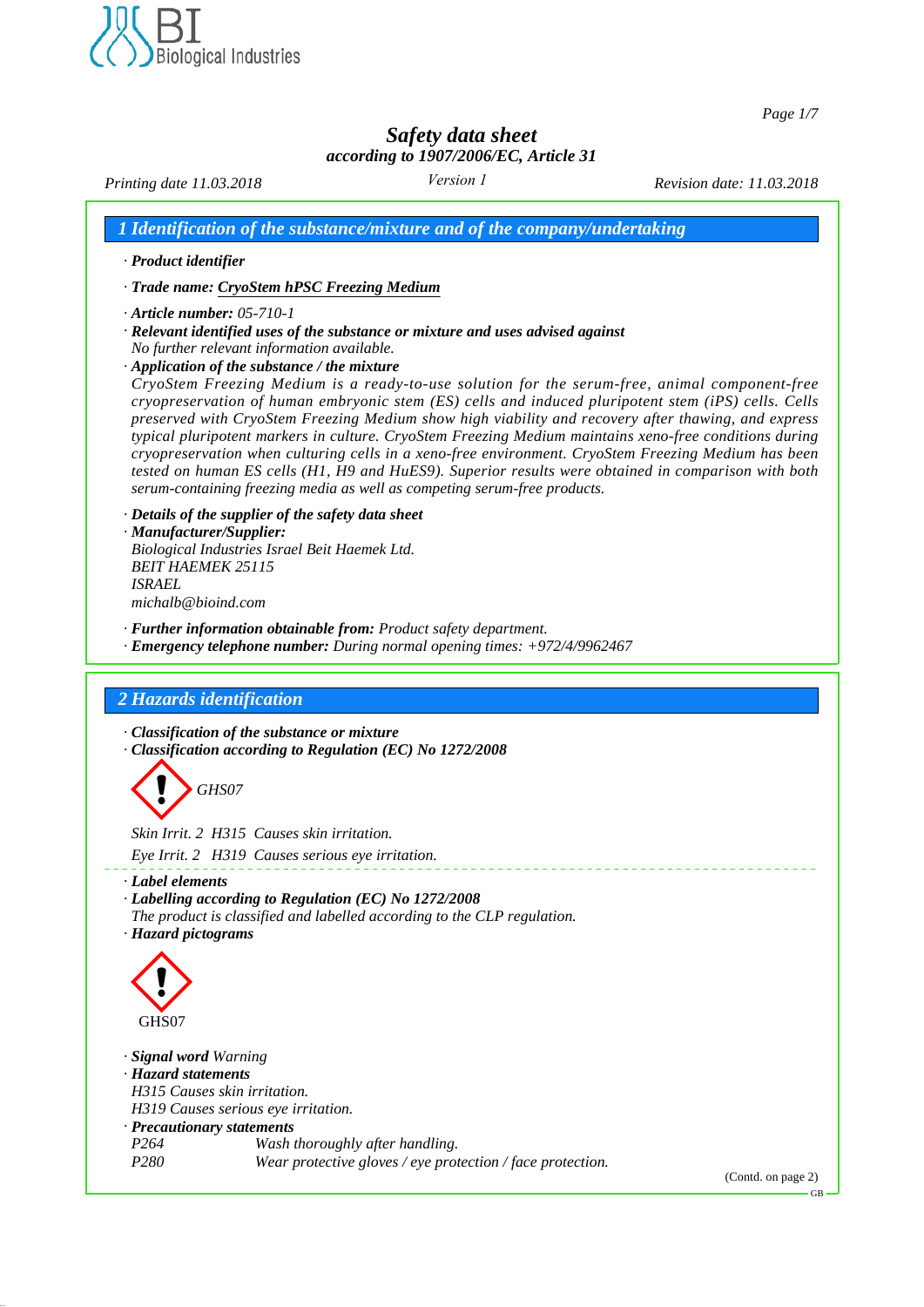# Safety data sheet

**according to 1907/2006/EC, Article 31**

Printing date 11.03.2018 | Version 1 | Revision date: 11.03.2018

## 1 Identification of the substance/mixture and of the company/undertaking

· ***Product identifier***

· ***Trade name: CryoStem hPSC Freezing Medium***

· ***Article number:*** 05-710-1

· ***Relevant identified uses of the substance or mixture and uses advised against***
No further relevant information available.

· ***Application of the substance / the mixture***
CryoStem Freezing Medium is a ready-to-use solution for the serum-free, animal component-free cryopreservation of human embryonic stem (ES) cells and induced pluripotent stem (iPS) cells. Cells preserved with CryoStem Freezing Medium show high viability and recovery after thawing, and express typical pluripotent markers in culture. CryoStem Freezing Medium maintains xeno-free conditions during cryopreservation when culturing cells in a xeno-free environment. CryoStem Freezing Medium has been tested on human ES cells (H1, H9 and HuES9). Superior results were obtained in comparison with both serum-containing freezing media as well as competing serum-free products.

· ***Details of the supplier of the safety data sheet***

· ***Manufacturer/Supplier:***
Biological Industries Israel Beit Haemek Ltd.
BEIT HAEMEK 25115
ISRAEL
michalb@bioind.com

· ***Further information obtainable from:*** Product safety department.

· ***Emergency telephone number:*** During normal opening times: +972/4/9962467

## 2 Hazards identification

· ***Classification of the substance or mixture***

· ***Classification according to Regulation (EC) No 1272/2008***

GHS07

Skin Irrit. 2 H315 Causes skin irritation.

Eye Irrit. 2 H319 Causes serious eye irritation.

· ***Label elements***

· ***Labelling according to Regulation (EC) No 1272/2008***
The product is classified and labelled according to the CLP regulation.

· ***Hazard pictograms***

GHS07

· ***Signal word*** Warning

· ***Hazard statements***
H315 Causes skin irritation.
H319 Causes serious eye irritation.

· ***Precautionary statements***

| | |
|---|---|
| P264 | Wash thoroughly after handling. |
| P280 | Wear protective gloves / eye protection / face protection. |

(Contd. on page 2)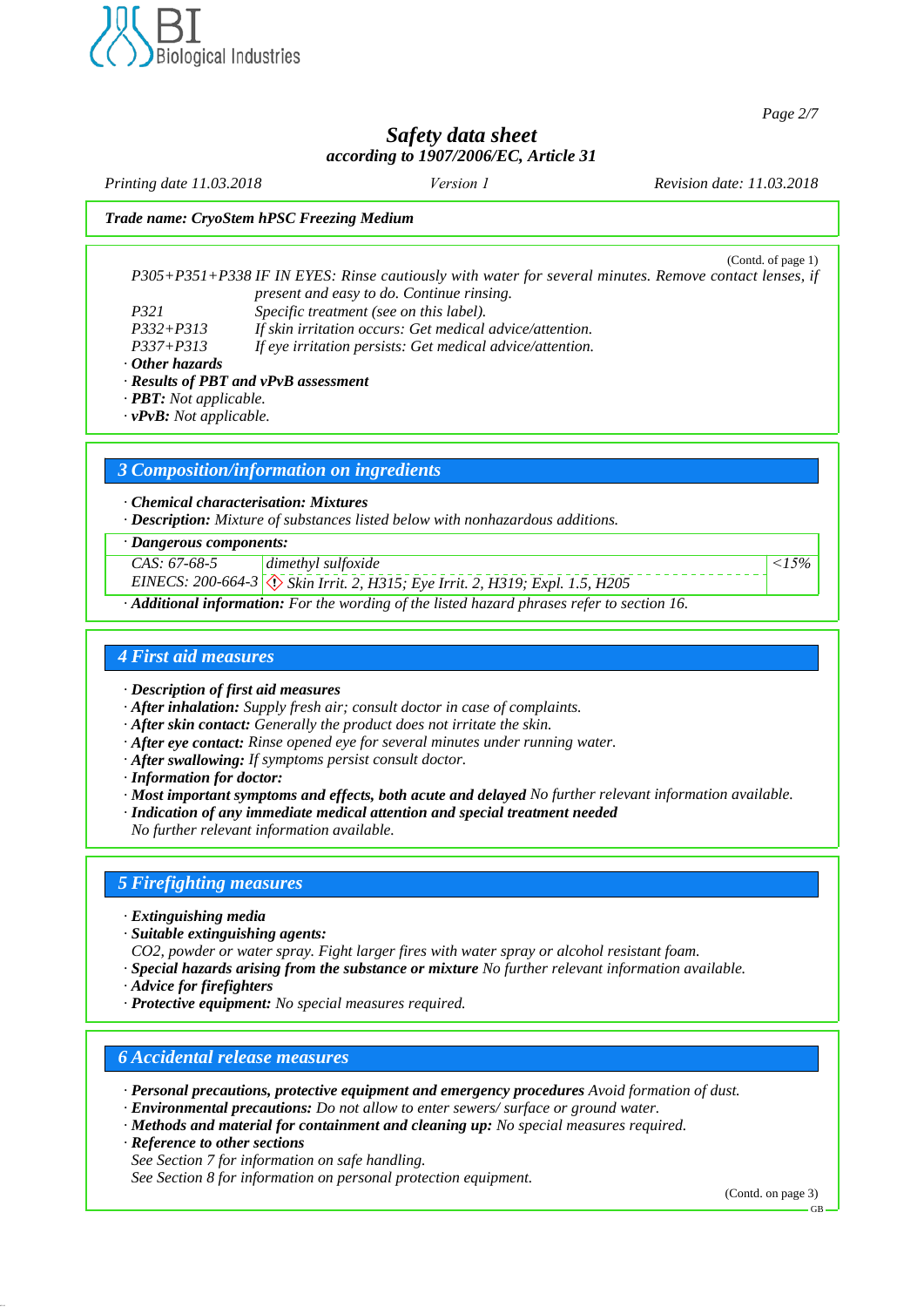**Trade name: CryoStem hPSC Freezing Medium**

(Contd. of page 1)

P305+P351+P338 IF IN EYES: Rinse cautiously with water for several minutes. Remove contact lenses, if present and easy to do. Continue rinsing.

P321 Specific treatment (see on this label).

P332+P313 If skin irritation occurs: Get medical advice/attention.

P337+P313 If eye irritation persists: Get medical advice/attention.

· **Other hazards**

· **Results of PBT and vPvB assessment**

· **PBT:** Not applicable.

· **vPvB:** Not applicable.

## 3 Composition/information on ingredients

· **Chemical characterisation: Mixtures**

· **Description:** Mixture of substances listed below with nonhazardous additions.

· **Dangerous components:**

| | | |
|---|---|---|
| CAS: 67-68-5<br>EINECS: 200-664-3 | dimethyl sulfoxide<br>Skin Irrit. 2, H315; Eye Irrit. 2, H319; Expl. 1.5, H205 | <15% |

· **Additional information:** For the wording of the listed hazard phrases refer to section 16.

## 4 First aid measures

· **Description of first aid measures**

· **After inhalation:** Supply fresh air; consult doctor in case of complaints.

· **After skin contact:** Generally the product does not irritate the skin.

· **After eye contact:** Rinse opened eye for several minutes under running water.

· **After swallowing:** If symptoms persist consult doctor.

· **Information for doctor:**

· **Most important symptoms and effects, both acute and delayed** No further relevant information available.

· **Indication of any immediate medical attention and special treatment needed**
No further relevant information available.

## 5 Firefighting measures

· **Extinguishing media**

· **Suitable extinguishing agents:**
CO2, powder or water spray. Fight larger fires with water spray or alcohol resistant foam.

· **Special hazards arising from the substance or mixture** No further relevant information available.

· **Advice for firefighters**

· **Protective equipment:** No special measures required.

## 6 Accidental release measures

· **Personal precautions, protective equipment and emergency procedures** Avoid formation of dust.

· **Environmental precautions:** Do not allow to enter sewers/ surface or ground water.

· **Methods and material for containment and cleaning up:** No special measures required.

· **Reference to other sections**
See Section 7 for information on safe handling.
See Section 8 for information on personal protection equipment.

(Contd. on page 3)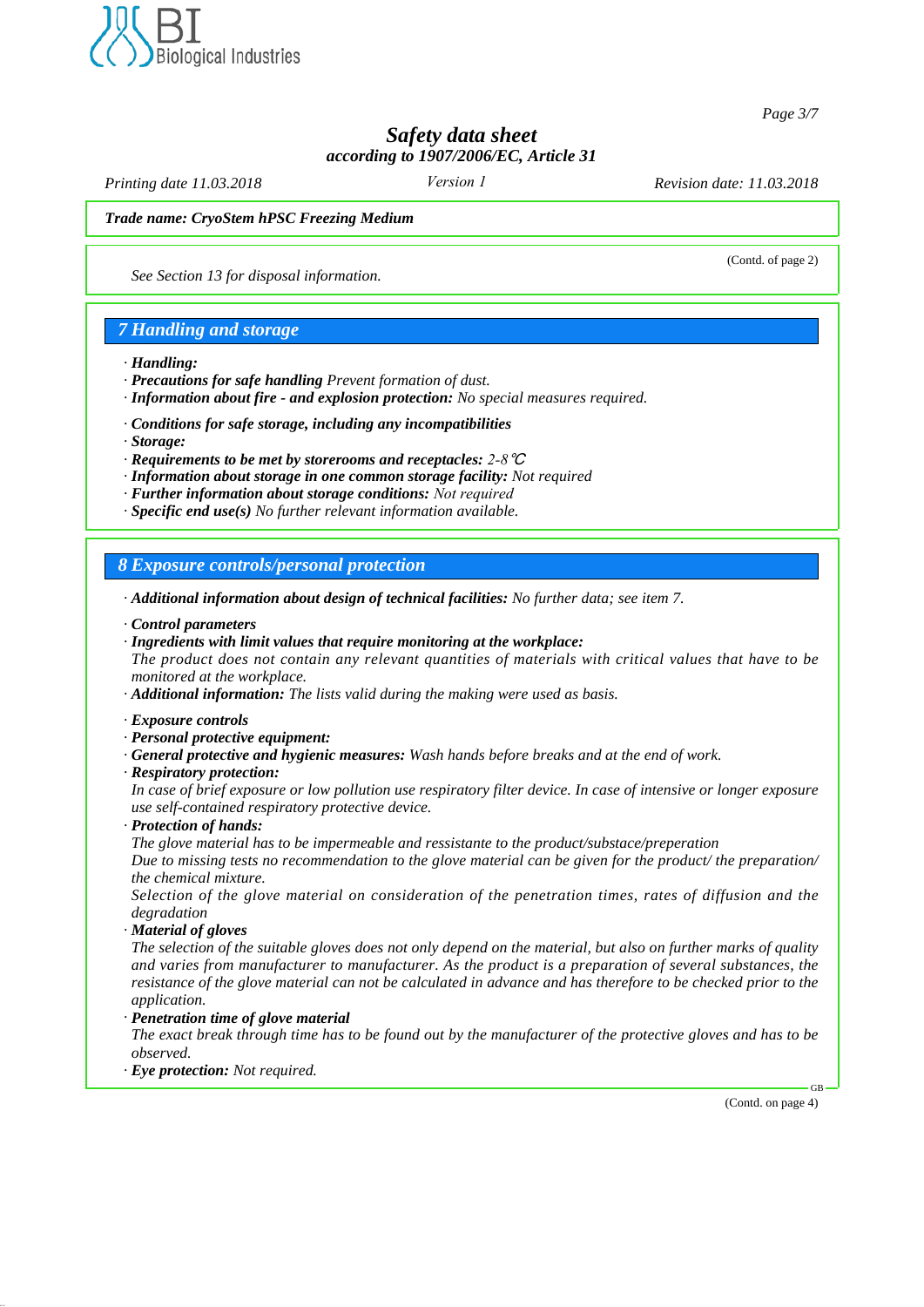Trade name: CryoStem hPSC Freezing Medium

(Contd. of page 2)

*See Section 13 for disposal information.*

## 7 Handling and storage

· **Handling:**
· **Precautions for safe handling** *Prevent formation of dust.*
· **Information about fire - and explosion protection:** *No special measures required.*

· **Conditions for safe storage, including any incompatibilities**
· **Storage:**
· **Requirements to be met by storerooms and receptacles:** *2-8℃*
· **Information about storage in one common storage facility:** *Not required*
· **Further information about storage conditions:** *Not required*
· **Specific end use(s)** *No further relevant information available.*

## 8 Exposure controls/personal protection

· **Additional information about design of technical facilities:** *No further data; see item 7.*

· **Control parameters**
· **Ingredients with limit values that require monitoring at the workplace:**
*The product does not contain any relevant quantities of materials with critical values that have to be monitored at the workplace.*
· **Additional information:** *The lists valid during the making were used as basis.*

· **Exposure controls**
· **Personal protective equipment:**
· **General protective and hygienic measures:** *Wash hands before breaks and at the end of work.*
· **Respiratory protection:**
*In case of brief exposure or low pollution use respiratory filter device. In case of intensive or longer exposure use self-contained respiratory protective device.*
· **Protection of hands:**
*The glove material has to be impermeable and ressistante to the product/substace/preperation*
*Due to missing tests no recommendation to the glove material can be given for the product/ the preparation/ the chemical mixture.*
*Selection of the glove material on consideration of the penetration times, rates of diffusion and the degradation*
· **Material of gloves**
*The selection of the suitable gloves does not only depend on the material, but also on further marks of quality and varies from manufacturer to manufacturer. As the product is a preparation of several substances, the resistance of the glove material can not be calculated in advance and has therefore to be checked prior to the application.*
· **Penetration time of glove material**
*The exact break through time has to be found out by the manufacturer of the protective gloves and has to be observed.*
· **Eye protection:** *Not required.*

(Contd. on page 4)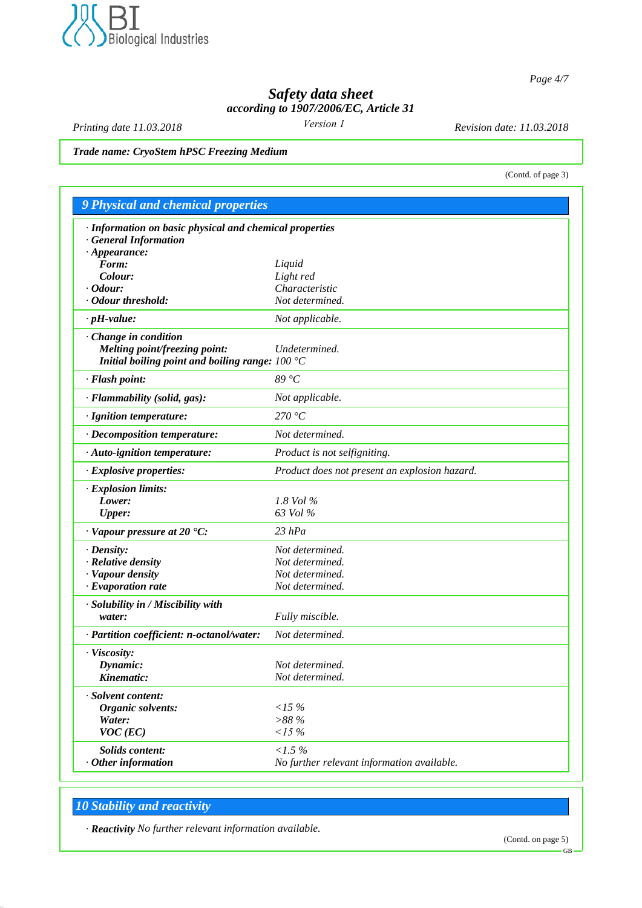Trade name: CryoStem hPSC Freezing Medium

(Contd. of page 3)

## 9 Physical and chemical properties

| | |
|---|---|
| **· Information on basic physical and chemical properties** | |
| **· General Information** | |
| **· Appearance:** | |
| **Form:** | Liquid |
| **Colour:** | Light red |
| **· Odour:** | Characteristic |
| **· Odour threshold:** | Not determined. |
| **· pH-value:** | Not applicable. |
| **· Change in condition** | |
| **Melting point/freezing point:** | Undetermined. |
| **Initial boiling point and boiling range:** | 100 °C |
| **· Flash point:** | 89 °C |
| **· Flammability (solid, gas):** | Not applicable. |
| **· Ignition temperature:** | 270 °C |
| **· Decomposition temperature:** | Not determined. |
| **· Auto-ignition temperature:** | Product is not selfigniting. |
| **· Explosive properties:** | Product does not present an explosion hazard. |
| **· Explosion limits:** | |
| **Lower:** | 1.8 Vol % |
| **Upper:** | 63 Vol % |
| **· Vapour pressure at 20 °C:** | 23 hPa |
| **· Density:** | Not determined. |
| **· Relative density** | Not determined. |
| **· Vapour density** | Not determined. |
| **· Evaporation rate** | Not determined. |
| **· Solubility in / Miscibility with** | |
| **water:** | Fully miscible. |
| **· Partition coefficient: n-octanol/water:** | Not determined. |
| **· Viscosity:** | |
| **Dynamic:** | Not determined. |
| **Kinematic:** | Not determined. |
| **· Solvent content:** | |
| **Organic solvents:** | <15 % |
| **Water:** | >88 % |
| **VOC (EC)** | <15 % |
| **Solids content:** | <1.5 % |
| **· Other information** | No further relevant information available. |

## 10 Stability and reactivity

· **Reactivity** No further relevant information available.

(Contd. on page 5)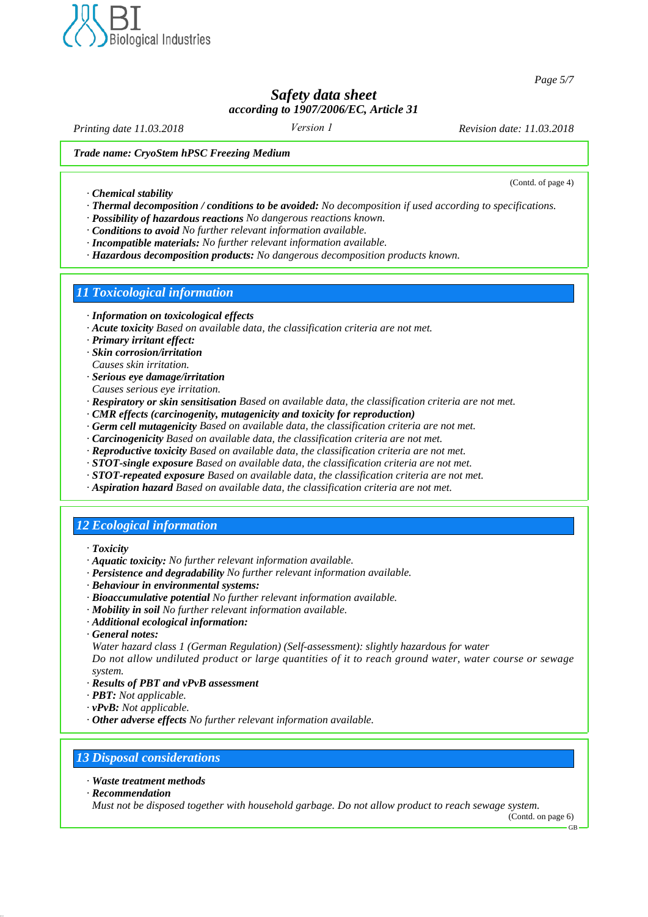*Trade name: CryoStem hPSC Freezing Medium*

(Contd. of page 4)

- · ***Chemical stability***
- · ***Thermal decomposition / conditions to be avoided:*** *No decomposition if used according to specifications.*
- · ***Possibility of hazardous reactions*** *No dangerous reactions known.*
- · ***Conditions to avoid*** *No further relevant information available.*
- · ***Incompatible materials:*** *No further relevant information available.*
- · ***Hazardous decomposition products:*** *No dangerous decomposition products known.*

## *11 Toxicological information*

- · ***Information on toxicological effects***
- · ***Acute toxicity*** *Based on available data, the classification criteria are not met.*
- · ***Primary irritant effect:***
- · ***Skin corrosion/irritation***
  *Causes skin irritation.*
- · ***Serious eye damage/irritation***
  *Causes serious eye irritation.*
- · ***Respiratory or skin sensitisation*** *Based on available data, the classification criteria are not met.*
- · ***CMR effects (carcinogenity, mutagenicity and toxicity for reproduction)***
- · ***Germ cell mutagenicity*** *Based on available data, the classification criteria are not met.*
- · ***Carcinogenicity*** *Based on available data, the classification criteria are not met.*
- · ***Reproductive toxicity*** *Based on available data, the classification criteria are not met.*
- · ***STOT-single exposure*** *Based on available data, the classification criteria are not met.*
- · ***STOT-repeated exposure*** *Based on available data, the classification criteria are not met.*
- · ***Aspiration hazard*** *Based on available data, the classification criteria are not met.*

## *12 Ecological information*

- · ***Toxicity***
- · ***Aquatic toxicity:*** *No further relevant information available.*
- · ***Persistence and degradability*** *No further relevant information available.*
- · ***Behaviour in environmental systems:***
- · ***Bioaccumulative potential*** *No further relevant information available.*
- · ***Mobility in soil*** *No further relevant information available.*
- · ***Additional ecological information:***
- · ***General notes:***
  *Water hazard class 1 (German Regulation) (Self-assessment): slightly hazardous for water*
  *Do not allow undiluted product or large quantities of it to reach ground water, water course or sewage system.*
- · ***Results of PBT and vPvB assessment***
- · ***PBT:*** *Not applicable.*
- · ***vPvB:*** *Not applicable.*
- · ***Other adverse effects*** *No further relevant information available.*

## *13 Disposal considerations*

- · ***Waste treatment methods***
- · ***Recommendation***
  *Must not be disposed together with household garbage. Do not allow product to reach sewage system.*

(Contd. on page 6)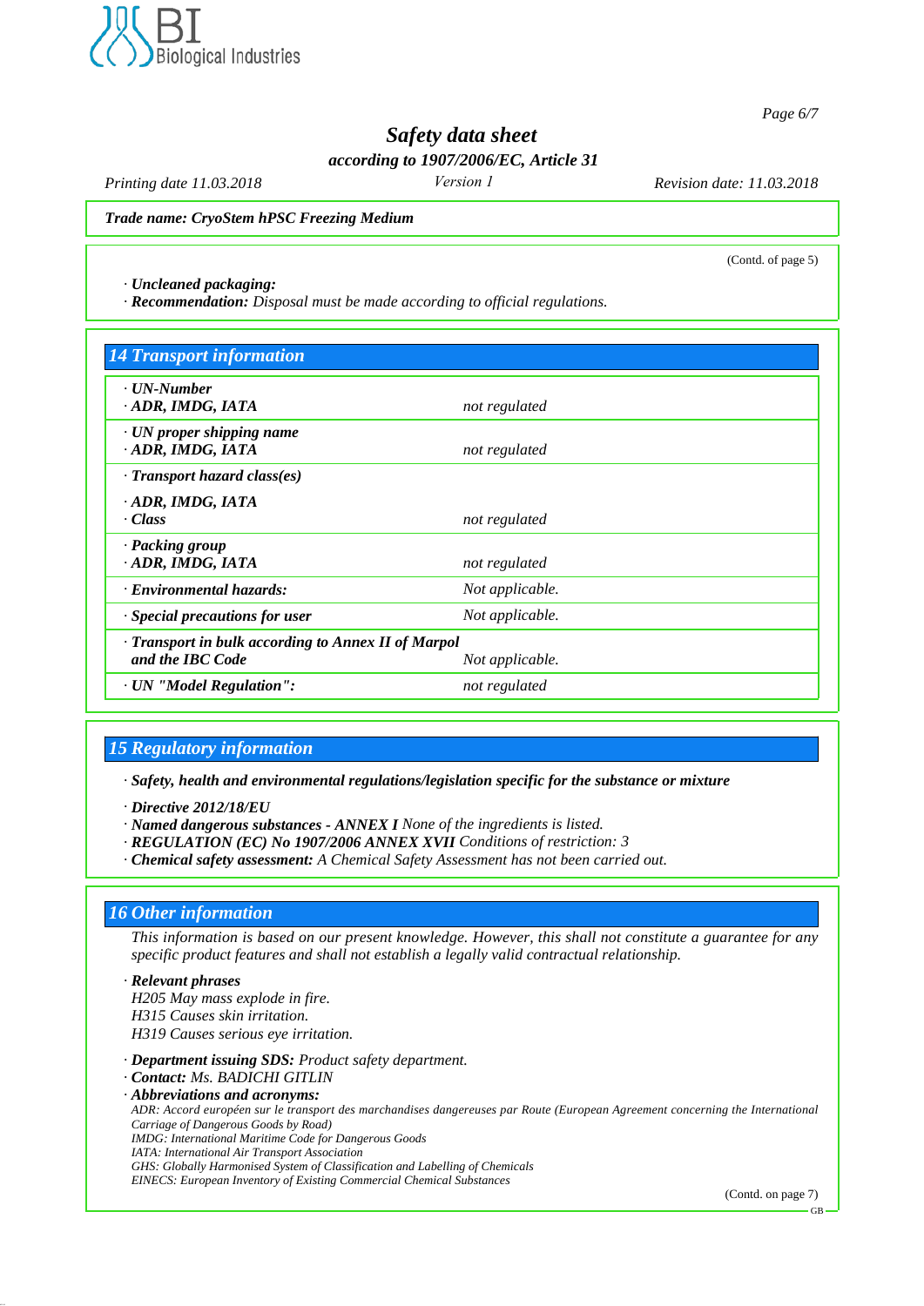(Contd. of page 5)

· *Uncleaned packaging:*
· ***Recommendation:*** *Disposal must be made according to official regulations.*

## 14 Transport information

| | |
|---|---|
| · ***UN-Number*** <br> · ***ADR, IMDG, IATA*** | *not regulated* |
| · ***UN proper shipping name*** <br> · ***ADR, IMDG, IATA*** | *not regulated* |
| · ***Transport hazard class(es)*** <br> · ***ADR, IMDG, IATA*** <br> · ***Class*** | *not regulated* |
| · ***Packing group*** <br> · ***ADR, IMDG, IATA*** | *not regulated* |
| · ***Environmental hazards:*** | *Not applicable.* |
| · ***Special precautions for user*** | *Not applicable.* |
| · ***Transport in bulk according to Annex II of Marpol and the IBC Code*** | *Not applicable.* |
| · ***UN "Model Regulation":*** | *not regulated* |

## 15 Regulatory information

· ***Safety, health and environmental regulations/legislation specific for the substance or mixture***

· ***Directive 2012/18/EU***
· ***Named dangerous substances - ANNEX I*** *None of the ingredients is listed.*
· ***REGULATION (EC) No 1907/2006 ANNEX XVII*** *Conditions of restriction: 3*
· ***Chemical safety assessment:*** *A Chemical Safety Assessment has not been carried out.*

## 16 Other information

*This information is based on our present knowledge. However, this shall not constitute a guarantee for any specific product features and shall not establish a legally valid contractual relationship.*

· ***Relevant phrases***
*H205 May mass explode in fire.*
*H315 Causes skin irritation.*
*H319 Causes serious eye irritation.*

· ***Department issuing SDS:*** *Product safety department.*
· ***Contact:*** *Ms. BADICHI GITLIN*
· ***Abbreviations and acronyms:***
*ADR: Accord européen sur le transport des marchandises dangereuses par Route (European Agreement concerning the International Carriage of Dangerous Goods by Road)*
*IMDG: International Maritime Code for Dangerous Goods*
*IATA: International Air Transport Association*
*GHS: Globally Harmonised System of Classification and Labelling of Chemicals*
*EINECS: European Inventory of Existing Commercial Chemical Substances*

(Contd. on page 7)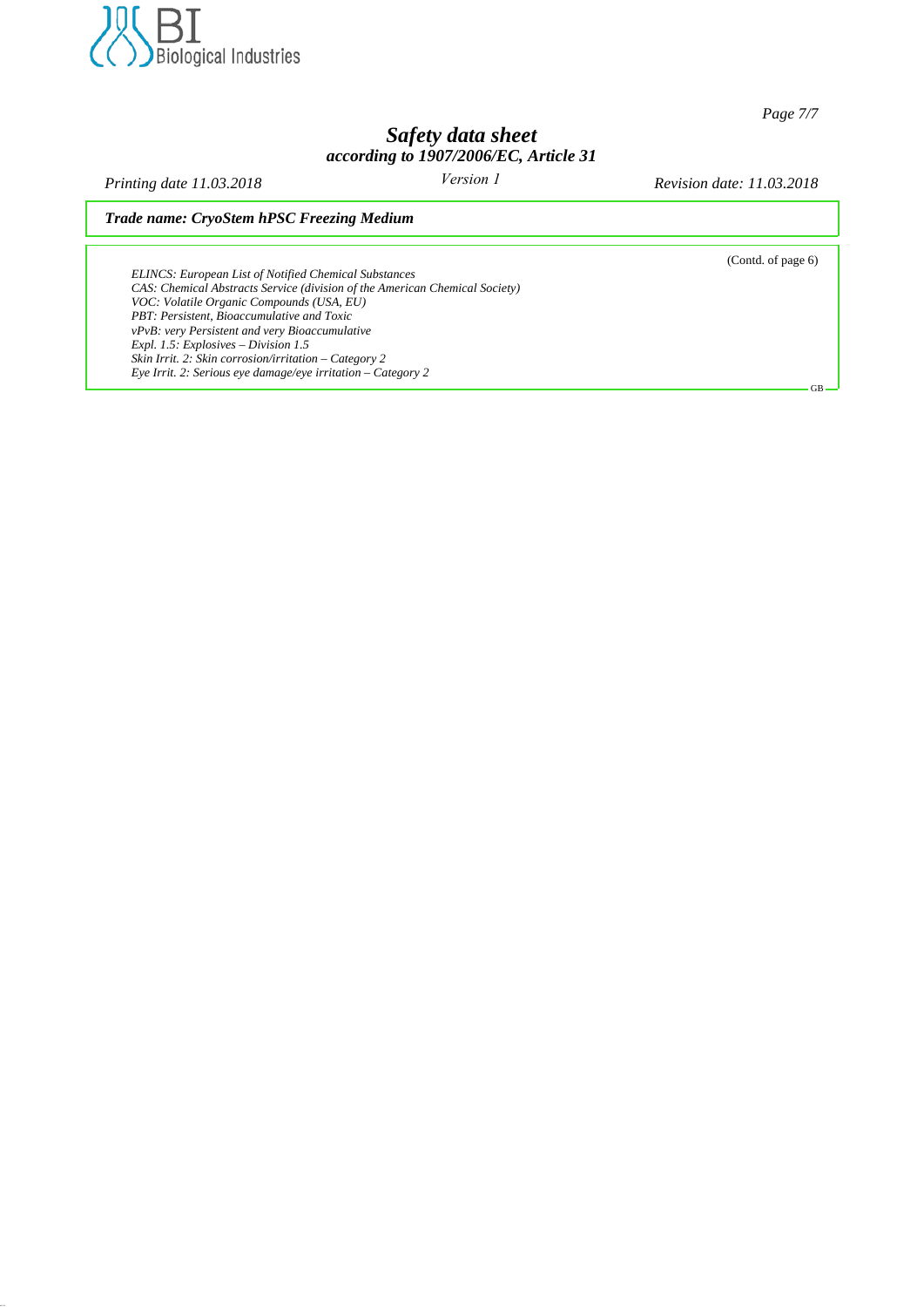*Trade name: CryoStem hPSC Freezing Medium*

(Contd. of page 6)

*ELINCS: European List of Notified Chemical Substances*
*CAS: Chemical Abstracts Service (division of the American Chemical Society)*
*VOC: Volatile Organic Compounds (USA, EU)*
*PBT: Persistent, Bioaccumulative and Toxic*
*vPvB: very Persistent and very Bioaccumulative*
*Expl. 1.5: Explosives – Division 1.5*
*Skin Irrit. 2: Skin corrosion/irritation – Category 2*
*Eye Irrit. 2: Serious eye damage/eye irritation – Category 2*